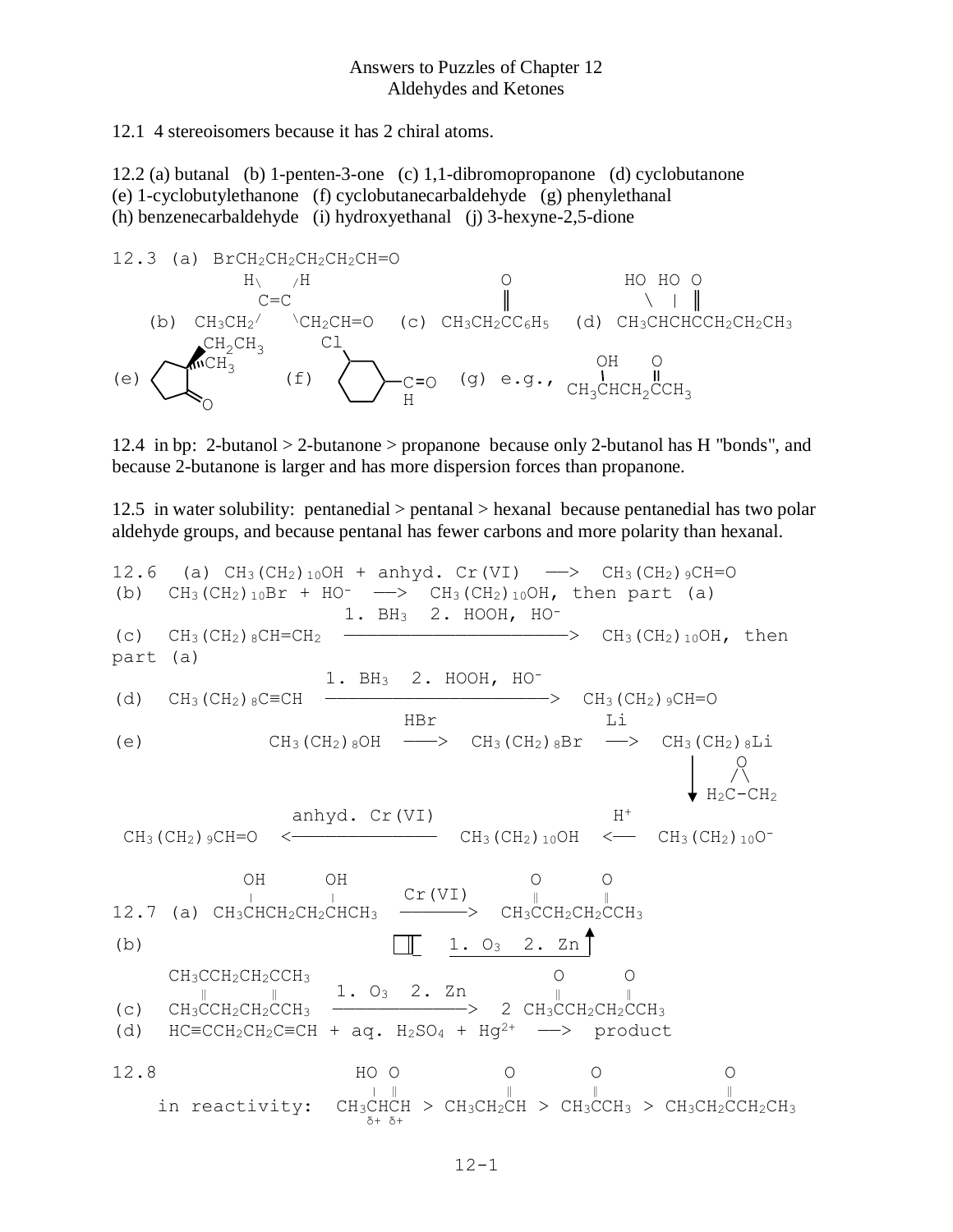# Answers to Puzzles of Chapter 12
## Aldehydes and Ketones

12.1 4 stereoisomers because it has 2 chiral atoms.

12.2 (a) butanal (b) 1-penten-3-one (c) 1,1-dibromopropanone (d) cyclobutanone
(e) 1-cyclobutylethanone (f) cyclobutanecarbaldehyde (g) phenylethanal
(h) benzenecarbaldehyde (i) hydroxyethanal (j) 3-hexyne-2,5-dione

12.3 (a) $BrCH_2CH_2CH_2CH_2CH{=}O$

```
        H\   /H                        O              HO HO O
          C=C                          ‖               \  |  ‖
(b) CH3CH2/   \CH2CH=O   (c) CH3CH2CC6H5   (d) CH3CHCHCCH2CH2CH3

      CH2CH3        Cl
     ///CH3                                 OH    O
(e)  [cyclopentanone]  (f) [cyclohexane]-C=O  (g) e.g.,  |     ‖
            O                            H        CH3CHCH2CCH3
```

12.4 in bp: 2-butanol > 2-butanone > propanone because only 2-butanol has H "bonds", and because 2-butanone is larger and has more dispersion forces than propanone.

12.5 in water solubility: pentanedial > pentanal > hexanal because pentanedial has two polar aldehyde groups, and because pentanal has fewer carbons and more polarity than hexanal.

12.6 (a) $CH_3(CH_2)_{10}OH$ + anhyd. Cr(VI) ⟶ $CH_3(CH_2)_9CH{=}O$

(b) $CH_3(CH_2)_{10}Br + HO^-$ ⟶ $CH_3(CH_2)_{10}OH$, then part (a)

(c) $CH_3(CH_2)_8CH{=}CH_2$ —(1. $BH_3$ 2. HOOH, $HO^-$)⟶ $CH_3(CH_2)_{10}OH$, then part (a)

(d) $CH_3(CH_2)_8C{\equiv}CH$ —(1. $BH_3$ 2. HOOH, $HO^-$)⟶ $CH_3(CH_2)_9CH{=}O$

(e) $CH_3(CH_2)_8OH$ —(HBr)⟶ $CH_3(CH_2)_8Br$ —(Li)⟶ $CH_3(CH_2)_8Li$ —(ethylene oxide, $H_2C{-}CH_2$ with O bridge)⟶ $CH_3(CH_2)_{10}O^-$ —($H^+$)⟶ $CH_3(CH_2)_{10}OH$ —(anhyd. Cr(VI))⟶ $CH_3(CH_2)_9CH{=}O$

12.7 (a) $CH_3CH(OH)CH_2CH_2CH(OH)CH_3$ —(Cr(VI))⟶ $CH_3C(O)CH_2CH_2C(O)CH_3$

(b) [1,2-dimethylcyclobutene] —(1. $O_3$ 2. Zn)⟶ product

(c) $CH_3C(=CH_2CH_2C)CH_3$ dimer: 
```
    CH3CCH2CH2CCH3
       ‖      ‖          1. O3  2. Zn            O      O
    CH3CCH2CH2CCH3   ——————————————>  2 CH3CCH2CH2CCH3
```

(d) $HC{\equiv}CCH_2CH_2C{\equiv}CH$ + aq. $H_2SO_4$ + $Hg^{2+}$ ⟶ product

12.8 in reactivity: $CH_3CH(OH)CH{=}O$ (δ+ δ+) > $CH_3CH_2CH{=}O$ > $CH_3C(O)CH_3$ > $CH_3CH_2C(O)CH_2CH_3$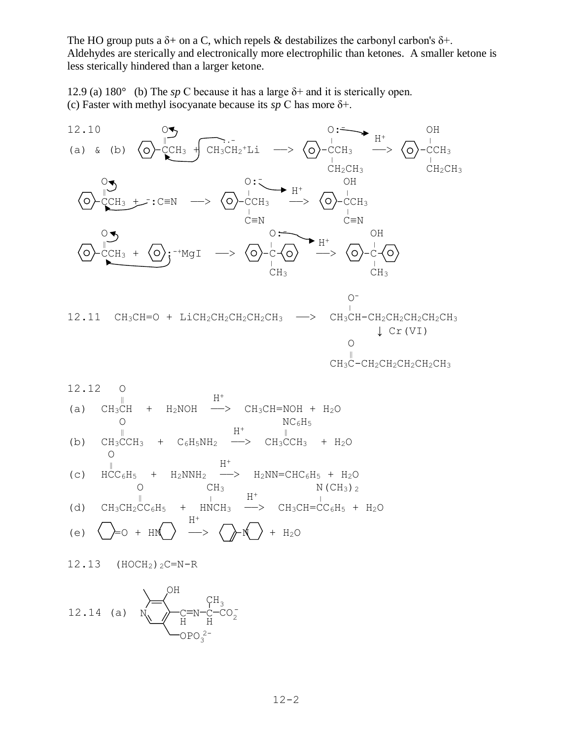The HO group puts a δ+ on a C, which repels & destabilizes the carbonyl carbon's δ+. Aldehydes are sterically and electronically more electrophilic than ketones. A smaller ketone is less sterically hindered than a larger ketone.

12.9 (a) 180° (b) The *sp* C because it has a large δ+ and it is sterically open.
(c) Faster with methyl isocyanate because its *sp* C has more δ+.

12.10

(a) & (b)

$C_6H_5C(=O)CH_3 + CH_3CH_2^-\,{}^+Li \longrightarrow C_6H_5C(O^-)(CH_3)CH_2CH_3 \xrightarrow{H^+} C_6H_5C(OH)(CH_3)CH_2CH_3$

$C_6H_5C(=O)CH_3 + {}^-:C{\equiv}N \longrightarrow C_6H_5C(O^-)(CH_3)C{\equiv}N \xrightarrow{H^+} C_6H_5C(OH)(CH_3)C{\equiv}N$

$C_6H_5C(=O)CH_3 + C_6H_5:^-\,{}^+MgI \longrightarrow C_6H_5C(O^-)(CH_3)C_6H_5 \xrightarrow{H^+} C_6H_5C(OH)(CH_3)C_6H_5$

12.11 $CH_3CH{=}O + LiCH_2CH_2CH_2CH_2CH_3 \longrightarrow CH_3CH(O^-)\text{-}CH_2CH_2CH_2CH_2CH_3$

$\downarrow$ Cr(VI)

$CH_3C(=O)\text{-}CH_2CH_2CH_2CH_2CH_3$

12.12

(a) $CH_3CH(=O) + H_2NOH \xrightarrow{H^+} CH_3CH{=}NOH + H_2O$

(b) $CH_3C(=O)CH_3 + C_6H_5NH_2 \xrightarrow{H^+} CH_3C(=NC_6H_5)CH_3 + H_2O$

(c) $HC(=O)C_6H_5 + H_2NNH_2 \xrightarrow{H^+} H_2NN{=}CHC_6H_5 + H_2O$

(d) $CH_3CH_2C(=O)C_6H_5 + HN(CH_3)CH_3 \xrightarrow{H^+} CH_3CH{=}C(N(CH_3)_2)C_6H_5 + H_2O$

(e) cyclohexanone + piperidine $\xrightarrow{H^+}$ 1-(cyclohex-1-enyl)piperidine + $H_2O$

12.13 $(HOCH_2)_2C{=}N\text{-}R$

12.14 (a) pyridine ring (2-methyl, 3-OH, 5-$CH_2OPO_3^{2-}$) with 4-$CH{=}N\text{-}CH(CH_3)\text{-}CO_2^-$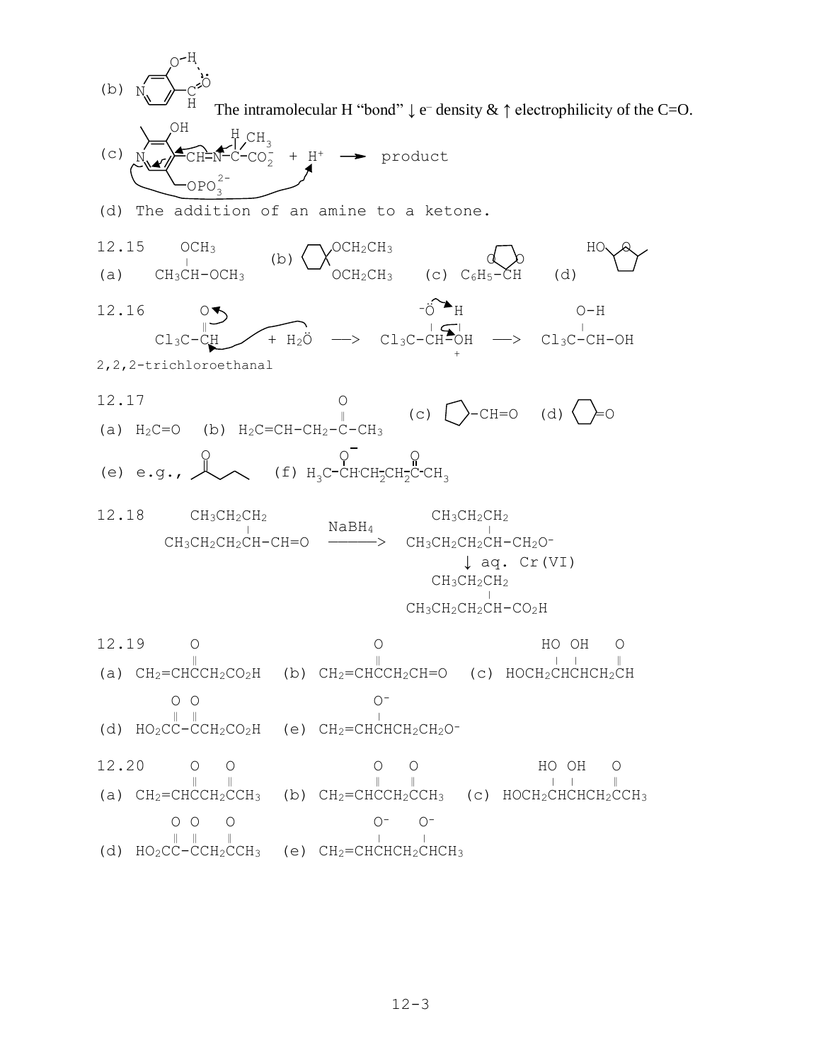(b) [structure: 3-hydroxypyridine-4-carbaldehyde with intramolecular O–H···O=C hydrogen bond] The intramolecular H "bond" ↓ $e^-$ density & ↑ electrophilicity of the C=O.

(c) [structure: pyridoxal phosphate imine, $-CH=N-C(H)(CH_3)-CO_2^-$, ring with $OPO_3^{2-}$, curved arrows] + $H^+$ ⟶ product

(d) The addition of an amine to a ketone.

12.15 (a) $CH_3CH(OCH_3)-OCH_3$ (b) [cyclohexane with $OCH_2CH_3$ and $OCH_2CH_3$ on same carbon] (c) $C_6H_5-CH$ [cyclic acetal, O–O ring] (d) [HO–substituted cyclic ether ring with methyl]

12.16 $Cl_3C-CH=O$ + $H_2\ddot{O}$ ⟶ $Cl_3C-CH(^-\ddot{O})-\overset{+}{O}H_2$ ⟶ $Cl_3C-CH(OH)-OH$

2,2,2-trichloroethanal

12.17 (a) $H_2C=O$ (b) $H_2C=CH-CH_2-C(=O)-CH_3$ (c) [cyclopentyl]$-CH=O$ (d) [cyclohexanone]

(e) e.g., [2-pentanone skeletal structure] (f) $H_3C-CH(O^-)CH_2CH_2C(=O)CH_3$

12.18 $CH_3CH_2CH_2CH_2CH(CH_2CH_2CH_3)-CH=O$ $\xrightarrow{NaBH_4}$ $CH_3CH_2CH_2CH(CH_2CH_2CH_3)-CH_2O^-$ ↓ aq. Cr(VI) $CH_3CH_2CH_2CH(CH_2CH_2CH_3)-CO_2H$

12.19 (a) $CH_2=CHC(=O)CH_2CO_2H$ (b) $CH_2=CHC(=O)CH_2CH=O$ (c) $HOCH_2CH(OH)CH(OH)CH_2CH=O$

(d) $HO_2CC(=O)-C(=O)CH_2CO_2H$ (e) $CH_2=CHCH(O^-)CH_2CH_2O^-$

12.20 (a) $CH_2=CHC(=O)CH_2C(=O)CH_3$ (b) $CH_2=CHC(=O)CH_2C(=O)CH_3$ (c) $HOCH_2CH(OH)CH(OH)CH_2C(=O)CH_3$

(d) $HO_2CC(=O)-C(=O)CH_2C(=O)CH_3$ (e) $CH_2=CHCH(O^-)CH_2CH(O^-)CH_3$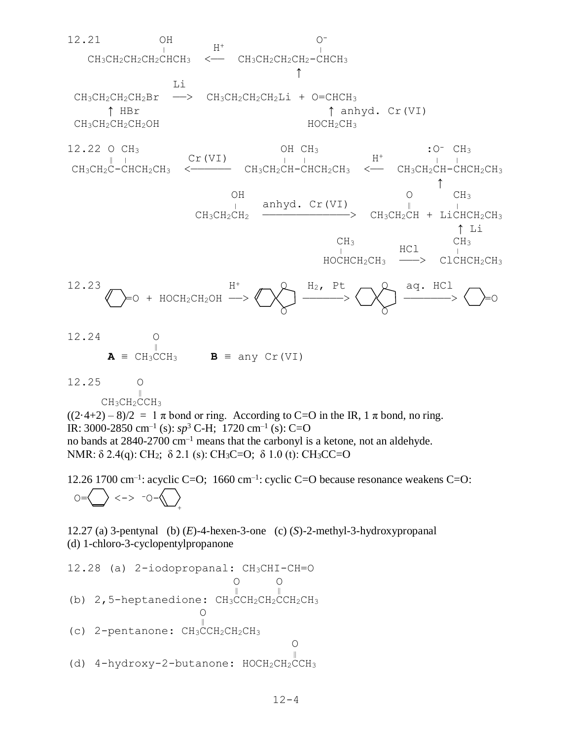12.21

$$CH_3CH_2CH_2CH_2CH(OH)CH_3 \xleftarrow{H^+} CH_3CH_2CH_2CH_2\text{-}CH(O^-)CH_3$$

$$\uparrow$$

$$CH_3CH_2CH_2CH_2Br \xrightarrow{Li} CH_3CH_2CH_2CH_2Li + O{=}CHCH_3$$

$$\uparrow HBr \qquad\qquad\qquad\qquad \uparrow \text{anhyd. Cr(VI)}$$

$$CH_3CH_2CH_2CH_2OH \qquad\qquad\qquad\qquad HOCH_2CH_3$$

12.22

$$CH_3CH_2C(=O)\text{-}CH(CH_3)CH_2CH_3 \xleftarrow{Cr(VI)} CH_3CH_2CH(OH)\text{-}CH(CH_3)CH_2CH_3 \xleftarrow{H^+} CH_3CH_2CH(:O^-)\text{-}CH(CH_3)CH_2CH_3$$

$$\uparrow$$

$$CH_3CH_2CH_2OH \xrightarrow{\text{anhyd. Cr(VI)}} CH_3CH_2CH{=}O + LiCH(CH_3)CH_2CH_3$$

$$\uparrow Li$$

$$HOCH(CH_3)CH_2CH_3 \xrightarrow{HCl} ClCH(CH_3)CH_2CH_3$$

12.23

2-cyclohexenone + $HOCH_2CH_2OH \xrightarrow{H^+}$ ethylene ketal of 2-cyclohexenone $\xrightarrow{H_2,\ Pt}$ ethylene ketal of cyclohexanone $\xrightarrow{\text{aq. HCl}}$ cyclohexanone

12.24

**A** ≡ $CH_3C(=O)CH_3$ **B** ≡ any Cr(VI)

12.25

$CH_3CH_2C(=O)CH_3$

$((2\cdot4+2) - 8)/2 = 1$ π bond or ring. According to C=O in the IR, 1 π bond, no ring.
IR: 3000-2850 cm$^{-1}$ (s): $sp^3$ C-H; 1720 cm$^{-1}$ (s): C=O
no bands at 2840-2700 cm$^{-1}$ means that the carbonyl is a ketone, not an aldehyde.
NMR: δ 2.4(q): $CH_2$; δ 2.1 (s): $CH_3C{=}O$; δ 1.0 (t): $CH_3CC{=}O$

12.26 1700 cm$^{-1}$: acyclic C=O; 1660 cm$^{-1}$: cyclic C=O because resonance weakens C=O:

O=(cyclohexenone) <-> $^-$O–(cyclohexenyl cation)$^+$

12.27 (a) 3-pentynal (b) (*E*)-4-hexen-3-one (c) (*S*)-2-methyl-3-hydroxypropanal
(d) 1-chloro-3-cyclopentylpropanone

12.28 (a) 2-iodopropanal: $CH_3CHI\text{-}CH{=}O$

(b) 2,5-heptanedione: $CH_3C(=O)CH_2CH_2C(=O)CH_2CH_3$

(c) 2-pentanone: $CH_3C(=O)CH_2CH_2CH_3$

(d) 4-hydroxy-2-butanone: $HOCH_2CH_2C(=O)CH_3$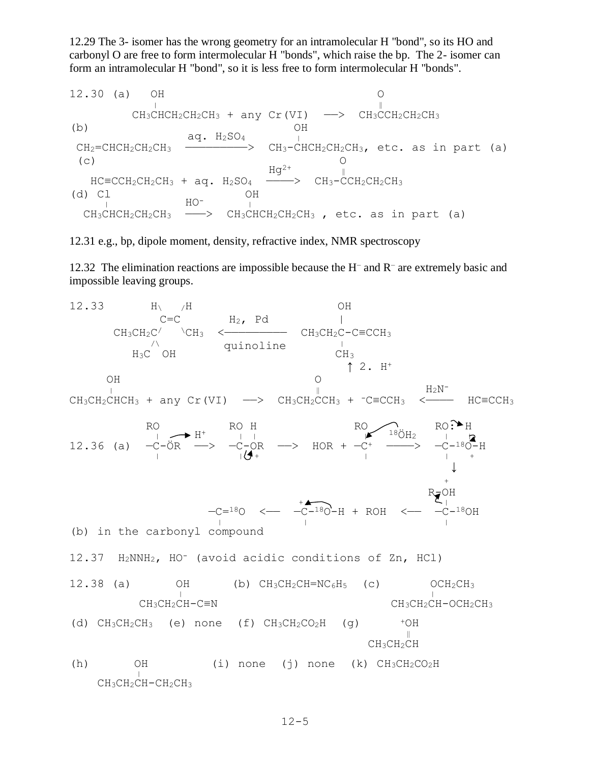12.29 The 3- isomer has the wrong geometry for an intramolecular H "bond", so its HO and carbonyl O are free to form intermolecular H "bonds", which raise the bp. The 2- isomer can form an intramolecular H "bond", so it is less free to form intermolecular H "bonds".

12.30 (a)

$$CH_3CH(OH)CH_2CH_2CH_3 + \text{any Cr(VI)} \longrightarrow CH_3C(=O)CH_2CH_2CH_3$$

(b)

$$CH_2{=}CHCH_2CH_2CH_3 \xrightarrow{\text{aq. } H_2SO_4} CH_3\text{-}CH(OH)CH_2CH_2CH_3\text{, etc. as in part (a)}$$

(c)

$$HC{\equiv}CCH_2CH_2CH_3 + \text{aq. } H_2SO_4 \xrightarrow{Hg^{2+}} CH_3\text{-}C(=O)CH_2CH_2CH_3$$

(d)

$$CH_3CH(Cl)CH_2CH_2CH_3 \xrightarrow{HO^-} CH_3CH(OH)CH_2CH_2CH_3\text{ , etc. as in part (a)}$$

12.31 e.g., bp, dipole moment, density, refractive index, NMR spectroscopy

12.32 The elimination reactions are impossible because the $H^-$ and $R^-$ are extremely basic and impossible leaving groups.

12.33

$$CH_3CH_2C(CH_3)(OH)CH{=}CH\text{-}CH_3 \text{ (cis, H and H on same side)} \xleftarrow[\text{quinoline}]{H_2,\ Pd} CH_3CH_2C(OH)(CH_3)\text{-}C{\equiv}CCH_3$$

$$\uparrow \text{2. } H^+$$

$$CH_3CH_2CH(OH)CH_3 + \text{any Cr(VI)} \longrightarrow CH_3CH_2C(=O)CH_3 + {}^-C{\equiv}CCH_3 \xleftarrow{H_2N^-} HC{\equiv}CCH_3$$

12.36 (a)

$$\text{—C(OR)—ÖR} \xrightarrow{H^+} \text{—C(OR)—O}^+\text{(H)R} \longrightarrow HOR + \text{—C}^+\text{(OR)} \xrightarrow{{}^{18}\ddot{O}H_2} \text{—C(OR)—}{}^{18}\text{O}^+\text{H}_2$$

$$\downarrow$$

$$\text{—C}{=}{}^{18}\text{O} \longleftarrow \text{—C}^+\text{—}{}^{18}\text{O—H} + ROH \longleftarrow \text{—C(}^+\text{O(H)R)—}{}^{18}\text{OH}$$

(b) in the carbonyl compound

12.37 $H_2NNH_2$, $HO^-$ (avoid acidic conditions of Zn, HCl)

12.38 (a) $CH_3CH_2CH(OH)\text{-}C{\equiv}N$ (b) $CH_3CH_2CH{=}NC_6H_5$ (c) $CH_3CH_2CH(OCH_2CH_3)\text{-}OCH_2CH_3$

(d) $CH_3CH_2CH_3$ (e) none (f) $CH_3CH_2CO_2H$ (g) $CH_3CH_2CH{=}{}^+OH$

(h) $CH_3CH_2CH(OH)\text{-}CH_2CH_3$ (i) none (j) none (k) $CH_3CH_2CO_2H$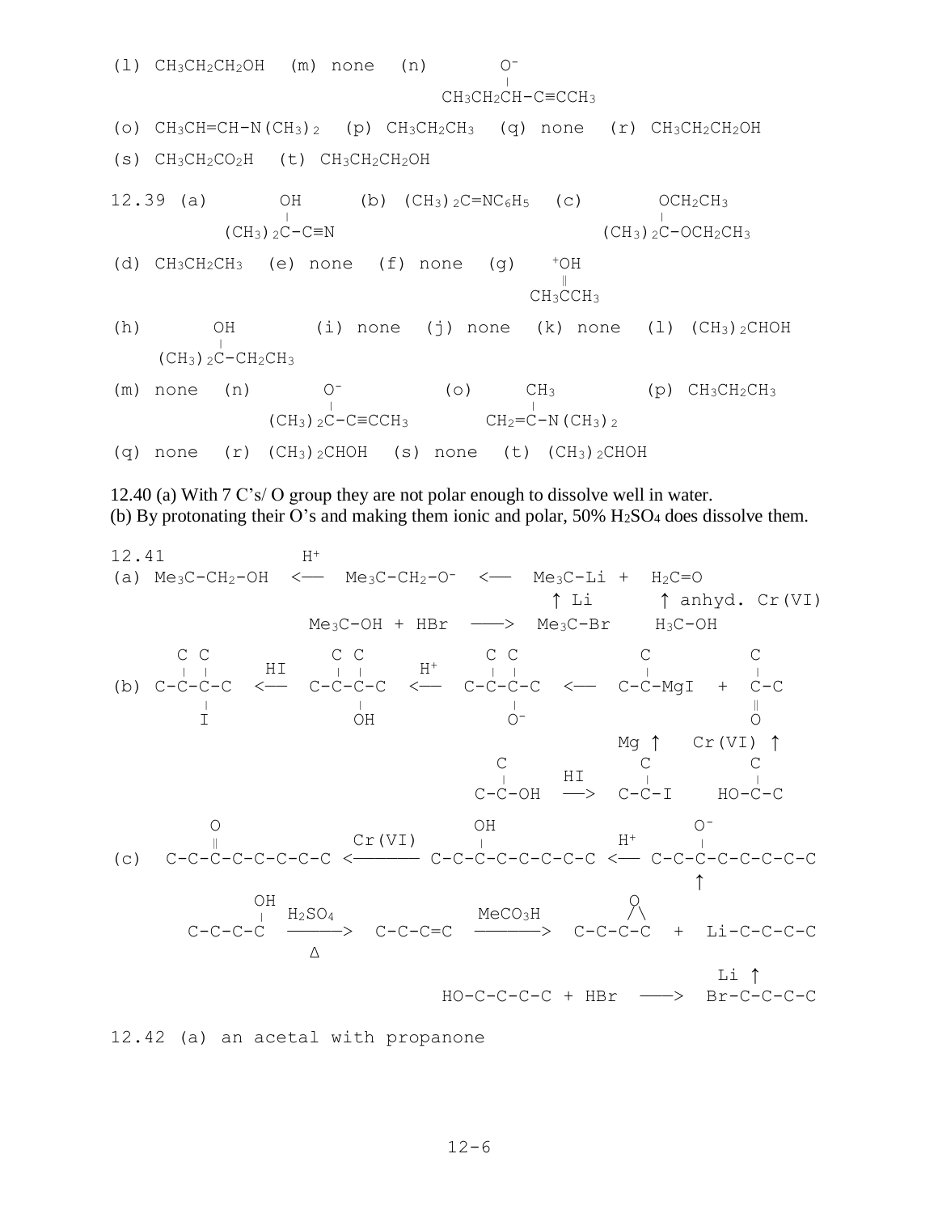(l) $CH_3CH_2CH_2OH$ (m) none (n) $CH_3CH_2CH(O^-)-C\equiv CCH_3$

(o) $CH_3CH=CH-N(CH_3)_2$ (p) $CH_3CH_2CH_3$ (q) none (r) $CH_3CH_2CH_2OH$

(s) $CH_3CH_2CO_2H$ (t) $CH_3CH_2CH_2OH$

12.39 (a) $(CH_3)_2C(OH)-C\equiv N$ (b) $(CH_3)_2C=NC_6H_5$ (c) $(CH_3)_2C(OCH_2CH_3)-OCH_2CH_3$

(d) $CH_3CH_2CH_3$ (e) none (f) none (g) $CH_3C(=\overset{+}{O}H)CH_3$

(h) $(CH_3)_2C(OH)-CH_2CH_3$ (i) none (j) none (k) none (l) $(CH_3)_2CHOH$

(m) none (n) $(CH_3)_2C(O^-)-C\equiv CCH_3$ (o) $CH_2=C(CH_3)-N(CH_3)_2$ (p) $CH_3CH_2CH_3$

(q) none (r) $(CH_3)_2CHOH$ (s) none (t) $(CH_3)_2CHOH$

12.40 (a) With 7 C's/ O group they are not polar enough to dissolve well in water.
(b) By protonating their O's and making them ionic and polar, 50% $H_2SO_4$ does dissolve them.

```
12.41             H+
(a) Me3C-CH2-OH  <──  Me3C-CH2-O-  <──  Me3C-Li  +  H2C=O
                                          ↑ Li       ↑ anhyd. Cr(VI)
                  Me3C-OH + HBr  ──>  Me3C-Br     H3C-OH

      C C            C C             C C            C          C
      | |     HI     | |      H+     | |            |          |
(b) C-C-C-C  <──  C-C-C-C  <──  C-C-C-C  <──  C-C-MgI  +  C-C
        |              |              |                        ‖
        I              OH             O-                       O
                                               Mg ↑    Cr(VI) ↑
                                        C              C          C
                                        |      HI      |          |
                                      C-C-OH  ──>  C-C-I     HO-C-C

          O                       OH                   O-
          ‖          Cr(VI)       |               H+   |
(c)  C-C-C-C-C-C-C-C <────── C-C-C-C-C-C-C-C <── C-C-C-C-C-C-C-C
                                                       ↑
          OH                                     O
          |   H2SO4              MeCO3H         / \
     C-C-C-C  ─────>  C-C-C=C  ──────>  C-C-C-C  +  Li-C-C-C-C
               Δ
                                                       Li ↑
                          HO-C-C-C-C + HBr  ──>  Br-C-C-C-C
```

12.42 (a) an acetal with propanone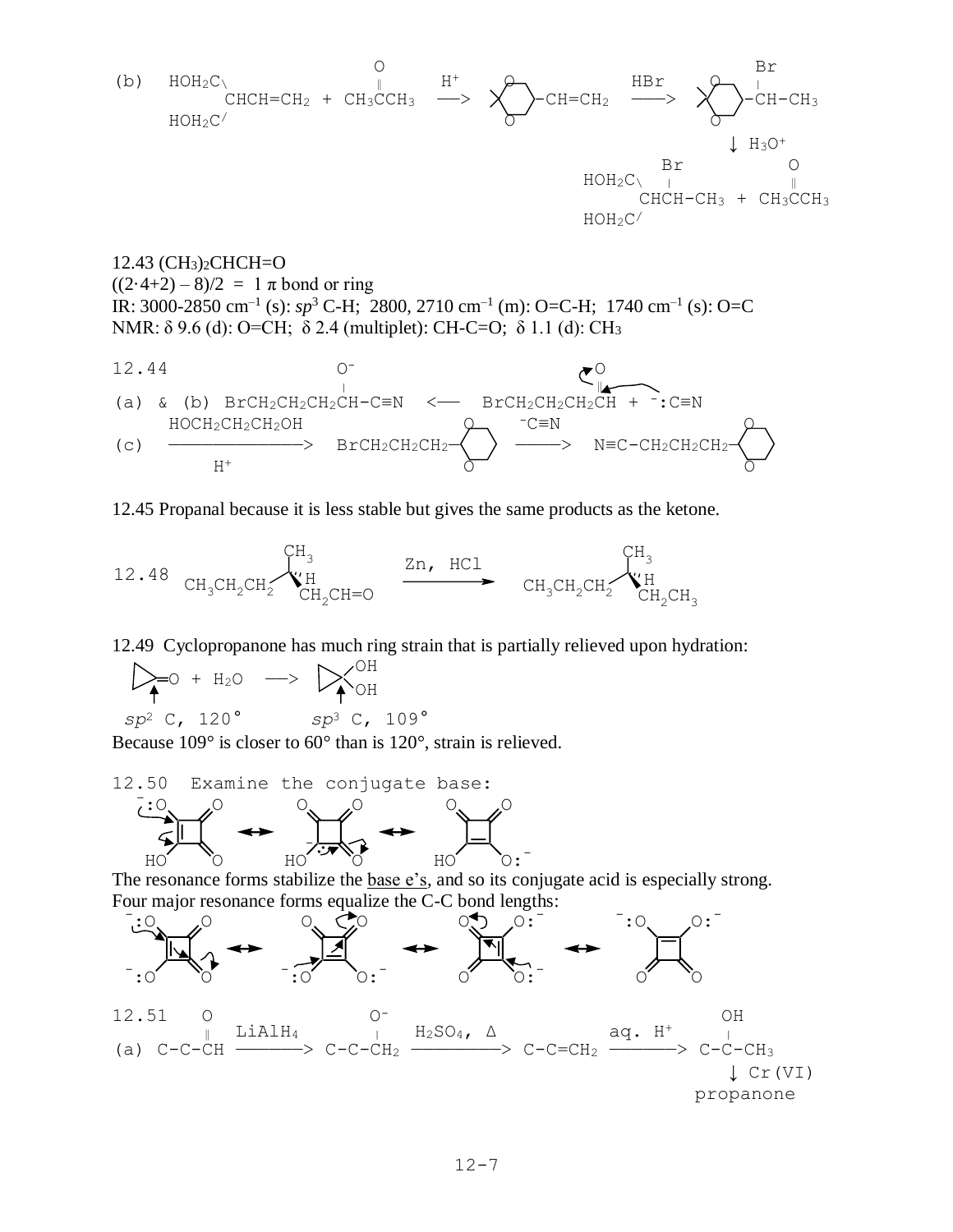(b) $HOH_2C \backslash CHCH=CH_2$ / $HOH_2C^{/}$ + $CH_3\overset{O}{\overset{\|}{C}}CH_3$ $\xrightarrow{H^+}$ (2,2-dimethyl-1,3-dioxane)$-CH=CH_2$ $\xrightarrow{HBr}$ (2,2-dimethyl-1,3-dioxane)$-\overset{Br}{\overset{|}{C}}H-CH_3$ $\xrightarrow{H_3O^+}$ $HOH_2C \backslash \overset{Br}{\overset{|}{C}}HCH-CH_3$ / $HOH_2C^{/}$ + $CH_3\overset{O}{\overset{\|}{C}}CH_3$

12.43 $(CH_3)_2CHCH=O$

$((2 \cdot 4+2) - 8)/2 = 1$ $\pi$ bond or ring

IR: 3000-2850 $cm^{-1}$ (s): $sp^3$ C-H; 2800, 2710 $cm^{-1}$ (m): O=C-H; 1740 $cm^{-1}$ (s): O=C

NMR: $\delta$ 9.6 (d): O=CH; $\delta$ 2.4 (multiplet): CH-C=O; $\delta$ 1.1 (d): $CH_3$

12.44

(a) & (b) $BrCH_2CH_2CH_2\overset{O^-}{\overset{|}{C}}H-C\equiv N$ $\longleftarrow$ $BrCH_2CH_2CH_2\overset{O}{\overset{\|}{C}}H + {}^-:C\equiv N$

(c) $HOCH_2CH_2CH_2OH$ $\xrightarrow{H^+}$ $BrCH_2CH_2CH_2-$(1,3-dioxane) $\xrightarrow{^-C\equiv N}$ $N\equiv C-CH_2CH_2CH_2-$(1,3-dioxane)

12.45 Propanal because it is less stable but gives the same products as the ketone.

12.48 $CH_3CH_2CH_2C(CH_3)(H)CH_2CH=O$ $\xrightarrow{Zn,\ HCl}$ $CH_3CH_2CH_2C(CH_3)(H)CH_2CH_3$

12.49 Cyclopropanone has much ring strain that is partially relieved upon hydration:

cyclopropanone + $H_2O$ $\longrightarrow$ cyclopropane-1,1-diol

$sp^2$ C, 120° $\qquad$ $sp^3$ C, 109°

Because 109° is closer to 60° than is 120°, strain is relieved.

12.50 Examine the conjugate base:

(three resonance forms of the monoanion of squaric acid, with negative charge on O, on ring C, and on the other O)

The resonance forms stabilize the base e's, and so its conjugate acid is especially strong.

Four major resonance forms equalize the C-C bond lengths:

(four resonance forms of the squarate dianion)

12.51

(a) $C-C-\overset{O}{\overset{\|}{C}}H$ $\xrightarrow{LiAlH_4}$ $C-C-\overset{O^-}{\overset{|}{C}}H_2$ $\xrightarrow{H_2SO_4,\ \Delta}$ $C-C=CH_2$ $\xrightarrow{aq.\ H^+}$ $C-\overset{OH}{\overset{|}{C}}-CH_3$ $\xrightarrow{Cr(VI)}$ propanone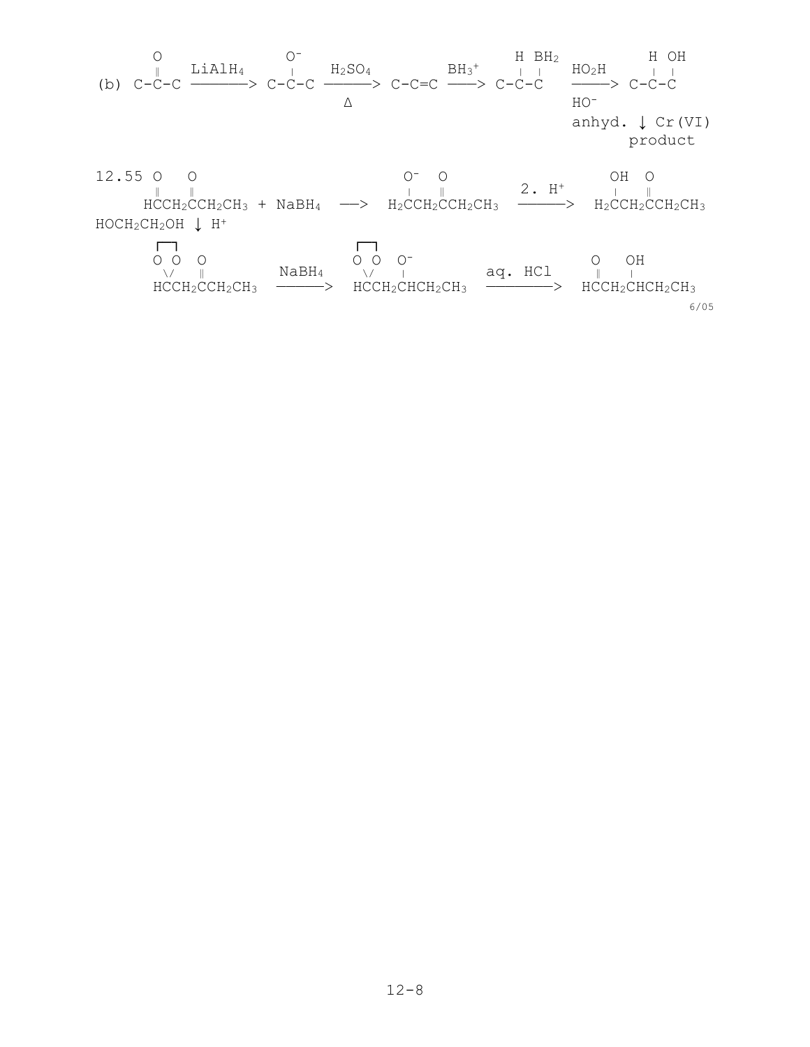(b)

$$C\text{-}\overset{\overset{O}{\|}}{C}\text{-}C \xrightarrow{LiAlH_4} C\text{-}\overset{\overset{O^-}{|}}{C}\text{-}C \xrightarrow[\Delta]{H_2SO_4} C\text{-}C{=}C \xrightarrow{BH_3^+} C\text{-}\overset{\overset{H}{|}}{C}\text{-}\overset{\overset{BH_2}{|}}{C} \xrightarrow[HO^-]{HO_2H} C\text{-}\overset{\overset{H}{|}}{C}\text{-}\overset{\overset{OH}{|}}{C}$$

anhyd. ↓ Cr(VI)

product

12.55

$$H\overset{\overset{O}{\|}}{C}CH_2\overset{\overset{O}{\|}}{C}CH_2CH_3 + NaBH_4 \longrightarrow H_2\overset{\overset{O^-}{|}}{C}CH_2\overset{\overset{O}{\|}}{C}CH_2CH_3 \xrightarrow{2.\ H^+} H_2\overset{\overset{OH}{|}}{C}CH_2\overset{\overset{O}{\|}}{C}CH_2CH_3$$

$HOCH_2CH_2OH$ ↓ $H^+$

$$\underset{\text{(cyclic acetal)}}{H\overset{\overset{O\ \ O}{\backslash/}}{C}}CH_2\overset{\overset{O}{\|}}{C}CH_2CH_3 \xrightarrow{NaBH_4} H\overset{\overset{O\ \ O}{\backslash/}}{C}CH_2\overset{\overset{O^-}{|}}{C}HCH_2CH_3 \xrightarrow{aq.\ HCl} H\overset{\overset{O}{\|}}{C}CH_2\overset{\overset{OH}{|}}{C}HCH_2CH_3$$

6/05